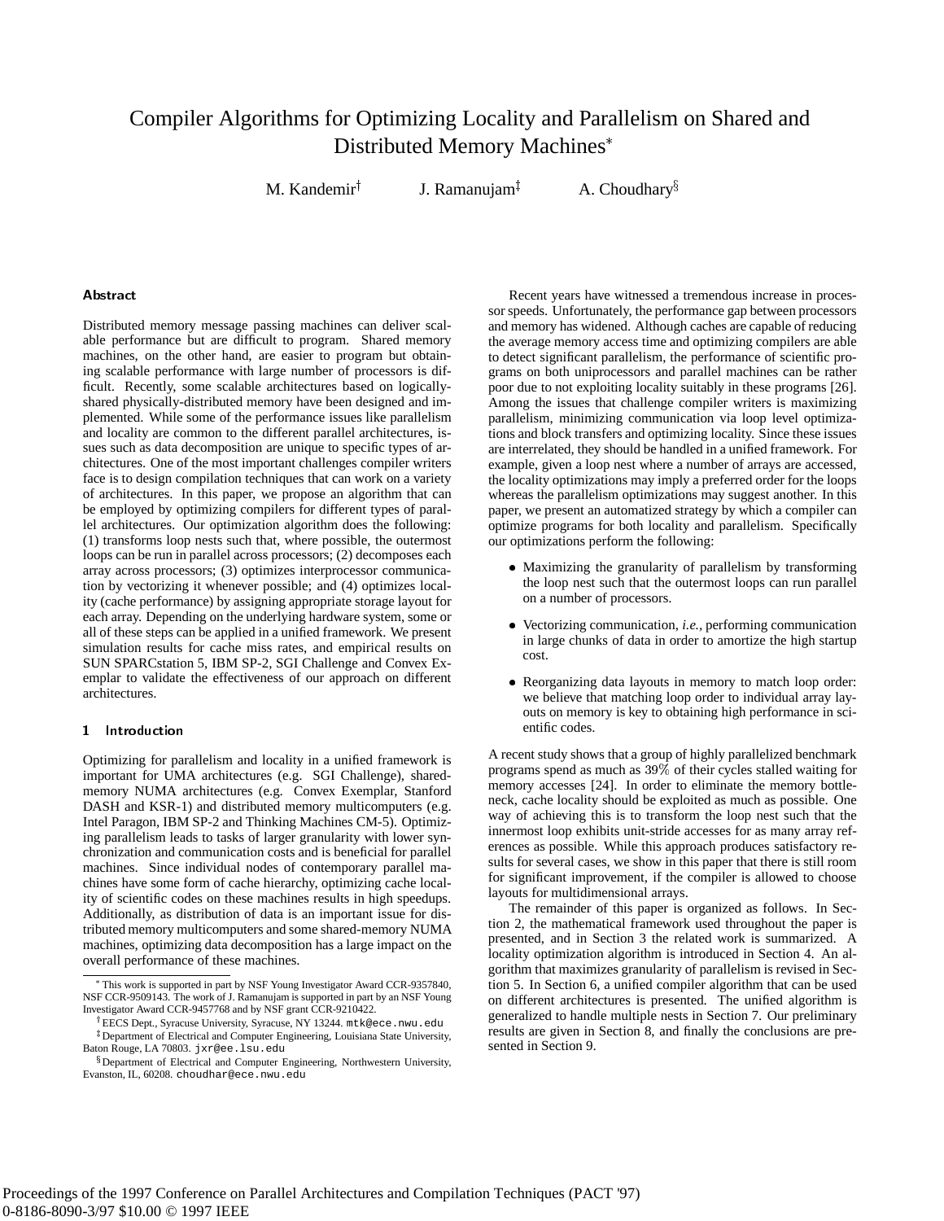# Compiler Algorithms for Optimizing Locality and Parallelism on Shared and Distributed Memory Machines*

M. Kandemir† J. Ramanujam‡ A. Choudhary§

## Abstract

Distributed memory message passing machines can deliver scalable performance but are difficult to program. Shared memory machines, on the other hand, are easier to program but obtaining scalable performance with large number of processors is difficult. Recently, some scalable architectures based on logically-shared physically-distributed memory have been designed and implemented. While some of the performance issues like parallelism and locality are common to the different parallel architectures, issues such as data decomposition are unique to specific types of architectures. One of the most important challenges compiler writers face is to design compilation techniques that can work on a variety of architectures. In this paper, we propose an algorithm that can be employed by optimizing compilers for different types of parallel architectures. Our optimization algorithm does the following: (1) transforms loop nests such that, where possible, the outermost loops can be run in parallel across processors; (2) decomposes each array across processors; (3) optimizes interprocessor communication by vectorizing it whenever possible; and (4) optimizes locality (cache performance) by assigning appropriate storage layout for each array. Depending on the underlying hardware system, some or all of these steps can be applied in a unified framework. We present simulation results for cache miss rates, and empirical results on SUN SPARCstation 5, IBM SP-2, SGI Challenge and Convex Exemplar to validate the effectiveness of our approach on different architectures.

## 1 Introduction

Optimizing for parallelism and locality in a unified framework is important for UMA architectures (e.g. SGI Challenge), shared-memory NUMA architectures (e.g. Convex Exemplar, Stanford DASH and KSR-1) and distributed memory multicomputers (e.g. Intel Paragon, IBM SP-2 and Thinking Machines CM-5). Optimizing parallelism leads to tasks of larger granularity with lower synchronization and communication costs and is beneficial for parallel machines. Since individual nodes of contemporary parallel machines have some form of cache hierarchy, optimizing cache locality of scientific codes on these machines results in high speedups. Additionally, as distribution of data is an important issue for distributed memory multicomputers and some shared-memory NUMA machines, optimizing data decomposition has a large impact on the overall performance of these machines.

Recent years have witnessed a tremendous increase in processor speeds. Unfortunately, the performance gap between processors and memory has widened. Although caches are capable of reducing the average memory access time and optimizing compilers are able to detect significant parallelism, the performance of scientific programs on both uniprocessors and parallel machines can be rather poor due to not exploiting locality suitably in these programs [26]. Among the issues that challenge compiler writers is maximizing parallelism, minimizing communication via loop level optimizations and block transfers and optimizing locality. Since these issues are interrelated, they should be handled in a unified framework. For example, given a loop nest where a number of arrays are accessed, the locality optimizations may imply a preferred order for the loops whereas the parallelism optimizations may suggest another. In this paper, we present an automatized strategy by which a compiler can optimize programs for both locality and parallelism. Specifically our optimizations perform the following:

- Maximizing the granularity of parallelism by transforming the loop nest such that the outermost loops can run parallel on a number of processors.
- Vectorizing communication, *i.e.*, performing communication in large chunks of data in order to amortize the high startup cost.
- Reorganizing data layouts in memory to match loop order: we believe that matching loop order to individual array layouts on memory is key to obtaining high performance in scientific codes.

A recent study shows that a group of highly parallelized benchmark programs spend as much as 39% of their cycles stalled waiting for memory accesses [24]. In order to eliminate the memory bottleneck, cache locality should be exploited as much as possible. One way of achieving this is to transform the loop nest such that the innermost loop exhibits unit-stride accesses for as many array references as possible. While this approach produces satisfactory results for several cases, we show in this paper that there is still room for significant improvement, if the compiler is allowed to choose layouts for multidimensional arrays.

The remainder of this paper is organized as follows. In Section 2, the mathematical framework used throughout the paper is presented, and in Section 3 the related work is summarized. A locality optimization algorithm is introduced in Section 4. An algorithm that maximizes granularity of parallelism is revised in Section 5. In Section 6, a unified compiler algorithm that can be used on different architectures is presented. The unified algorithm is generalized to handle multiple nests in Section 7. Our preliminary results are given in Section 8, and finally the conclusions are presented in Section 9.

---

* This work is supported in part by NSF Young Investigator Award CCR-9357840, NSF CCR-9509143. The work of J. Ramanujam is supported in part by an NSF Young Investigator Award CCR-9457768 and by NSF grant CCR-9210422.

† EECS Dept., Syracuse University, Syracuse, NY 13244. mtk@ece.nwu.edu

‡ Department of Electrical and Computer Engineering, Louisiana State University, Baton Rouge, LA 70803. jxr@ee.lsu.edu

§ Department of Electrical and Computer Engineering, Northwestern University, Evanston, IL, 60208. choudhar@ece.nwu.edu

Proceedings of the 1997 Conference on Parallel Architectures and Compilation Techniques (PACT '97)
0-8186-8090-3/97 $10.00 © 1997 IEEE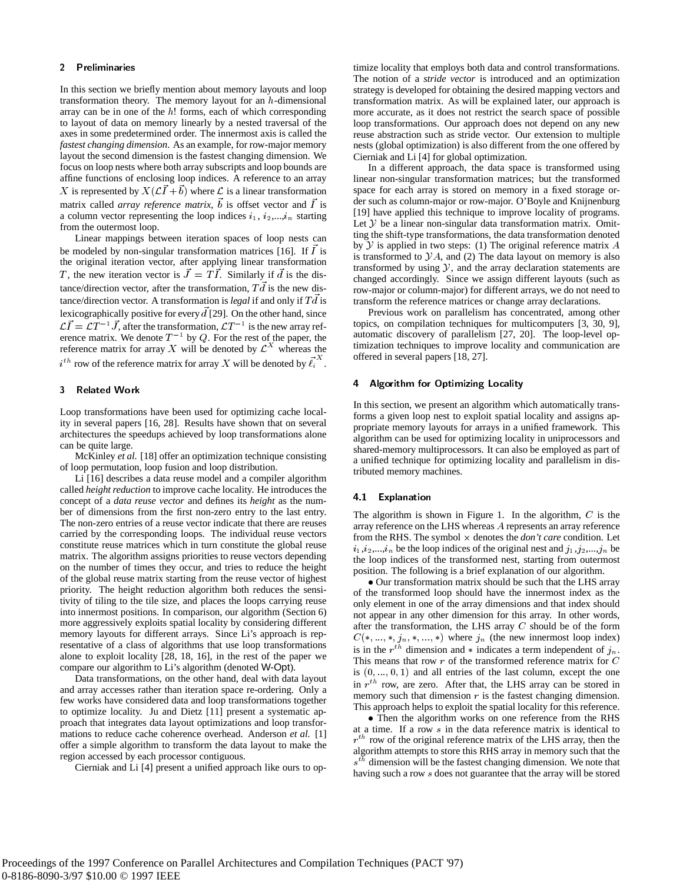## 2 Preliminaries

In this section we briefly mention about memory layouts and loop transformation theory. The memory layout for an $h$-dimensional array can be in one of the $h!$ forms, each of which corresponding to layout of data on memory linearly by a nested traversal of the axes in some predetermined order. The innermost axis is called the *fastest changing dimension*. As an example, for row-major memory layout the second dimension is the fastest changing dimension. We focus on loop nests where both array subscripts and loop bounds are affine functions of enclosing loop indices. A reference to an array $X$ is represented by $X(\mathcal{L}\vec{I}+\vec{b})$ where $\mathcal{L}$ is a linear transformation matrix called *array reference matrix*, $\vec{b}$ is offset vector and $\vec{I}$ is a column vector representing the loop indices $i_1$, $i_2$,...,$i_n$ starting from the outermost loop.

Linear mappings between iteration spaces of loop nests can be modeled by non-singular transformation matrices [16]. If $\vec{I}$ is the original iteration vector, after applying linear transformation $T$, the new iteration vector is $\vec{J} = T\vec{I}$. Similarly if $\vec{d}$ is the distance/direction vector, after the transformation, $T\vec{d}$ is the new distance/direction vector. A transformation is *legal* if and only if $T\vec{d}$ is lexicographically positive for every $\vec{d}$ [29]. On the other hand, since $\mathcal{L}\vec{I} = \mathcal{L}T^{-1}\vec{J}$, after the transformation, $\mathcal{L}T^{-1}$ is the new array reference matrix. We denote $T^{-1}$ by $Q$. For the rest of the paper, the reference matrix for array $X$ will be denoted by $\mathcal{L}^X$ whereas the $i^{th}$ row of the reference matrix for array $X$ will be denoted by $\vec{\ell}_i^{\,X}$.

## 3 Related Work

Loop transformations have been used for optimizing cache locality in several papers [16, 28]. Results have shown that on several architectures the speedups achieved by loop transformations alone can be quite large.

McKinley *et al.* [18] offer an optimization technique consisting of loop permutation, loop fusion and loop distribution.

Li [16] describes a data reuse model and a compiler algorithm called *height reduction* to improve cache locality. He introduces the concept of a *data reuse vector* and defines its *height* as the number of dimensions from the first non-zero entry to the last entry. The non-zero entries of a reuse vector indicate that there are reuses carried by the corresponding loops. The individual reuse vectors constitute reuse matrices which in turn constitute the global reuse matrix. The algorithm assigns priorities to reuse vectors depending on the number of times they occur, and tries to reduce the height of the global reuse matrix starting from the reuse vector of highest priority. The height reduction algorithm both reduces the sensitivity of tiling to the tile size, and places the loops carrying reuse into innermost positions. In comparison, our algorithm (Section 6) more aggressively exploits spatial locality by considering different memory layouts for different arrays. Since Li's approach is representative of a class of algorithms that use loop transformations alone to exploit locality [28, 18, 16], in the rest of the paper we compare our algorithm to Li's algorithm (denoted W-Opt).

Data transformations, on the other hand, deal with data layout and array accesses rather than iteration space re-ordering. Only a few works have considered data and loop transformations together to optimize locality. Ju and Dietz [11] present a systematic approach that integrates data layout optimizations and loop transformations to reduce cache coherence overhead. Anderson *et al.* [1] offer a simple algorithm to transform the data layout to make the region accessed by each processor contiguous.

Cierniak and Li [4] present a unified approach like ours to optimize locality that employs both data and control transformations. The notion of a *stride vector* is introduced and an optimization strategy is developed for obtaining the desired mapping vectors and transformation matrix. As will be explained later, our approach is more accurate, as it does not restrict the search space of possible loop transformations. Our approach does not depend on any new reuse abstraction such as stride vector. Our extension to multiple nests (global optimization) is also different from the one offered by Cierniak and Li [4] for global optimization.

In a different approach, the data space is transformed using linear non-singular transformation matrices; but the transformed space for each array is stored on memory in a fixed storage order such as column-major or row-major. O'Boyle and Knijnenburg [19] have applied this technique to improve locality of programs. Let $\mathcal{Y}$ be a linear non-singular data transformation matrix. Omitting the shift-type transformations, the data transformation denoted by $\mathcal{Y}$ is applied in two steps: (1) The original reference matrix $A$ is transformed to $\mathcal{Y}A$, and (2) The data layout on memory is also transformed by using $\mathcal{Y}$, and the array declaration statements are changed accordingly. Since we assign different layouts (such as row-major or column-major) for different arrays, we do not need to transform the reference matrices or change array declarations.

Previous work on parallelism has concentrated, among other topics, on compilation techniques for multicomputers [3, 30, 9], automatic discovery of parallelism [27, 20]. The loop-level optimization techniques to improve locality and communication are offered in several papers [18, 27].

## 4 Algorithm for Optimizing Locality

In this section, we present an algorithm which automatically transforms a given loop nest to exploit spatial locality and assigns appropriate memory layouts for arrays in a unified framework. This algorithm can be used for optimizing locality in uniprocessors and shared-memory multiprocessors. It can also be employed as part of a unified technique for optimizing locality and parallelism in distributed memory machines.

### 4.1 Explanation

The algorithm is shown in Figure 1. In the algorithm, $C$ is the array reference on the LHS whereas $A$ represents an array reference from the RHS. The symbol $\times$ denotes the *don't care* condition. Let $i_1$,$i_2$,...,$i_n$ be the loop indices of the original nest and $j_1$,$j_2$,...,$j_n$ be the loop indices of the transformed nest, starting from outermost position. The following is a brief explanation of our algorithm.

- Our transformation matrix should be such that the LHS array of the transformed loop should have the innermost index as the only element in one of the array dimensions and that index should not appear in any other dimension for this array. In other words, after the transformation, the LHS array $C$ should be of the form $C(*, ..., *, j_n, *, ..., *)$ where $j_n$ (the new innermost loop index) is in the $r^{th}$ dimension and $*$ indicates a term independent of $j_n$. This means that row $r$ of the transformed reference matrix for $C$ is $(0, ..., 0, 1)$ and all entries of the last column, except the one in $r^{th}$ row, are zero. After that, the LHS array can be stored in memory such that dimension $r$ is the fastest changing dimension. This approach helps to exploit the spatial locality for this reference.
- Then the algorithm works on one reference from the RHS at a time. If a row $s$ in the data reference matrix is identical to $r^{th}$ row of the original reference matrix of the LHS array, then the algorithm attempts to store this RHS array in memory such that the $s^{th}$ dimension will be the fastest changing dimension. We note that having such a row $s$ does not guarantee that the array will be stored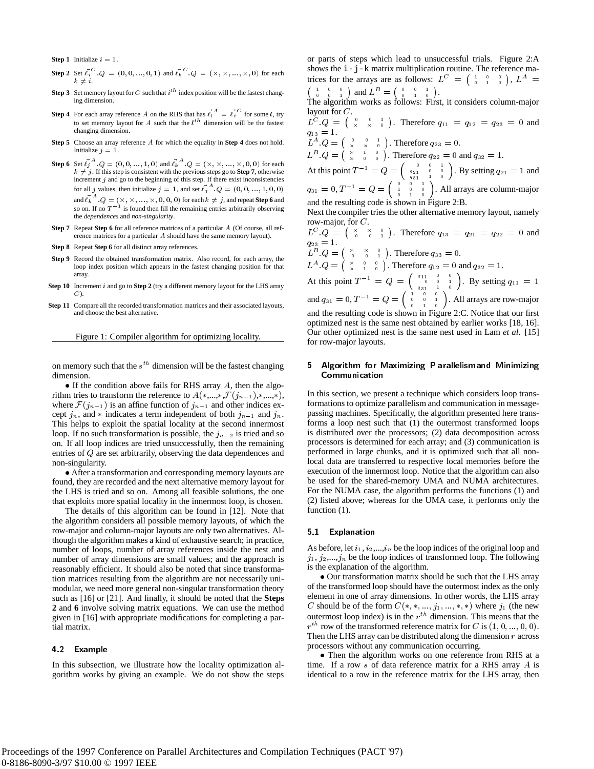**Step 1** Initialize $i = 1$.

**Step 2** Set $\vec{\ell_i}^{\,C}.Q = (0, 0, ..., 0, 1)$ and $\vec{\ell_k}^{\,C}.Q = (\times, \times, ..., \times, 0)$ for each $k \neq i$.

**Step 3** Set memory layout for $C$ such that $i^{th}$ index position will be the fastest changing dimension.

**Step 4** For each array reference $A$ on the RHS that has $\vec{\ell_l}^{\,A} = \vec{\ell_i}^{\,C}$ for some $l$, try to set memory layout for $A$ such that the $l^{th}$ dimension will be the fastest changing dimension.

**Step 5** Choose an array reference $A$ for which the equality in **Step 4** does not hold. Initialize $j = 1$.

**Step 6** Set $\vec{\ell_j}^{\,A}.Q = (0, 0, ..., 1, 0)$ and $\vec{\ell_k}^{\,A}.Q = (\times, \times, ..., \times, 0, 0)$ for each $k \neq j$. If this step is consistent with the previous steps go to **Step 7**, otherwise increment $j$ and go to the beginning of this step. If there exist inconsistencies for all $j$ values, then initialize $j = 1$, and set $\vec{\ell_j}^{\,A}.Q = (0, 0, ..., 1, 0, 0)$ and $\vec{\ell_k}^{\,A}.Q = (\times, \times, ..., \times, 0, 0, 0)$ for each $k \neq j$, and repeat **Step 6** and so on. If no $T^{-1}$ is found then fill the remaining entries arbitrarily observing the *dependences* and *non-singularity*.

**Step 7** Repeat **Step 6** for all reference matrices of a particular $A$ (Of course, all reference matrices for a particular $A$ should have the same memory layout).

**Step 8** Repeat **Step 6** for all distinct array references.

**Step 9** Record the obtained transformation matrix. Also record, for each array, the loop index position which appears in the fastest changing position for that array.

**Step 10** Increment $i$ and go to **Step 2** (try a different memory layout for the LHS array $C$).

**Step 11** Compare all the recorded transformation matrices and their associated layouts, and choose the best alternative.

Figure 1: Compiler algorithm for optimizing locality.

on memory such that the $s^{th}$ dimension will be the fastest changing dimension.

• If the condition above fails for RHS array $A$, then the algorithm tries to transform the reference to $A(*,...,*,\mathcal{F}(j_{n-1}),*,...,*)$, where $\mathcal{F}(j_{n-1})$ is an affine function of $j_{n-1}$ and other indices except $j_n$, and $*$ indicates a term independent of both $j_{n-1}$ and $j_n$. This helps to exploit the spatial locality at the second innermost loop. If no such transformation is possible, the $j_{n-2}$ is tried and so on. If all loop indices are tried unsuccessfully, then the remaining entries of $Q$ are set arbitrarily, observing the data dependences and non-singularity.

• After a transformation and corresponding memory layouts are found, they are recorded and the next alternative memory layout for the LHS is tried and so on. Among all feasible solutions, the one that exploits more spatial locality in the innermost loop, is chosen.

The details of this algorithm can be found in [12]. Note that the algorithm considers all possible memory layouts, of which the row-major and column-major layouts are only two alternatives. Although the algorithm makes a kind of exhaustive search; in practice, number of loops, number of array references inside the nest and number of array dimensions are small values; and the approach is reasonably efficient. It should also be noted that since transformation matrices resulting from the algorithm are not necessarily unimodular, we need more general non-singular transformation theory such as [16] or [21]. And finally, it should be noted that the **Steps 2** and **6** involve solving matrix equations. We can use the method given in [16] with appropriate modifications for completing a partial matrix.

### 4.2 Example

In this subsection, we illustrate how the locality optimization algorithm works by giving an example. We do not show the steps or parts of steps which lead to unsuccessful trials. Figure 2:A shows the `i-j-k` matrix multiplication routine. The reference matrices for the arrays are as follows: $L^C = \begin{pmatrix} 1 & 0 & 0 \\ 0 & 1 & 0 \end{pmatrix}$, $L^A = \begin{pmatrix} 1 & 0 & 0 \\ 0 & 0 & 1 \end{pmatrix}$ and $L^B = \begin{pmatrix} 0 & 0 & 1 \\ 0 & 1 & 0 \end{pmatrix}$.

The algorithm works as follows: First, it considers column-major layout for $C$.

$L^C.Q = \begin{pmatrix} 0 & 0 & 1 \\ \times & \times & 0 \end{pmatrix}$. Therefore $q_{11} = q_{12} = q_{23} = 0$ and $q_{13} = 1$.

$L^A.Q = \begin{pmatrix} 0 & 0 & 1 \\ \times & \times & 0 \end{pmatrix}$. Therefore $q_{23} = 0$.

$L^B.Q = \begin{pmatrix} \times & 1 & 0 \\ \times & 0 & 0 \end{pmatrix}$. Therefore $q_{22} = 0$ and $q_{32} = 1$.

At this point $T^{-1} = Q = \begin{pmatrix} 0 & 0 & 1 \\ q_{21} & 0 & 0 \\ q_{31} & 1 & 0 \end{pmatrix}$. By setting $q_{21} = 1$ and $q_{31} = 0$, $T^{-1} = Q = \begin{pmatrix} 0 & 0 & 1 \\ 1 & 0 & 0 \\ 0 & 1 & 0 \end{pmatrix}$. All arrays are column-major and the resulting code is shown in Figure 2:B.

Next the compiler tries the other alternative memory layout, namely row-major, for $C$.

$L^C.Q = \begin{pmatrix} \times & \times & 0 \\ 0 & 0 & 1 \end{pmatrix}$. Therefore $q_{13} = q_{21} = q_{22} = 0$ and $q_{23} = 1$.

$L^B.Q = \begin{pmatrix} \times & \times & 0 \\ 0 & 0 & 1 \end{pmatrix}$. Therefore $q_{33} = 0$.

$L^A.Q = \begin{pmatrix} \times & 0 & 0 \\ \times & 1 & 0 \end{pmatrix}$. Therefore $q_{12} = 0$ and $q_{32} = 1$.

At this point $T^{-1} = Q = \begin{pmatrix} q_{11} & 0 & 0 \\ 0 & 0 & 1 \\ q_{31} & 1 & 0 \end{pmatrix}$. By setting $q_{11} = 1$ and $q_{31} = 0$, $T^{-1} = Q = \begin{pmatrix} 1 & 0 & 0 \\ 0 & 0 & 1 \\ 0 & 1 & 0 \end{pmatrix}$. All arrays are row-major and the resulting code is shown in Figure 2:C. Notice that our first optimized nest is the same nest obtained by earlier works [18, 16]. Our other optimized nest is the same nest used in Lam *et al.* [15] for row-major layouts.

## 5 Algorithm for Maximizing Parallelism and Minimizing Communication

In this section, we present a technique which considers loop transformations to optimize parallelism and communication in message-passing machines. Specifically, the algorithm presented here transforms a loop nest such that (1) the outermost transformed loops is distributed over the processors; (2) data decomposition across processors is determined for each array; and (3) communication is performed in large chunks, and it is optimized such that all non-local data are transferred to respective local memories before the execution of the innermost loop. Notice that the algorithm can also be used for the shared-memory UMA and NUMA architectures. For the NUMA case, the algorithm performs the functions (1) and (2) listed above; whereas for the UMA case, it performs only the function (1).

### 5.1 Explanation

As before, let $i_1, i_2,..., i_n$ be the loop indices of the original loop and $j_1, j_2,..., j_n$ be the loop indices of transformed loop. The following is the explanation of the algorithm.

• Our transformation matrix should be such that the LHS array of the transformed loop should have the outermost index as the only element in one of array dimensions. In other words, the LHS array $C$ should be of the form $C(*, *, ..., j_1, ..., *, *)$ where $j_1$ (the new outermost loop index) is in the $r^{th}$ dimension. This means that the $r^{th}$ row of the transformed reference matrix for $C$ is $(1, 0, ..., 0, 0)$. Then the LHS array can be distributed along the dimension $r$ across processors without any communication occurring.

• Then the algorithm works on one reference from RHS at a time. If a row $s$ of data reference matrix for a RHS array $A$ is identical to a row in the reference matrix for the LHS array, then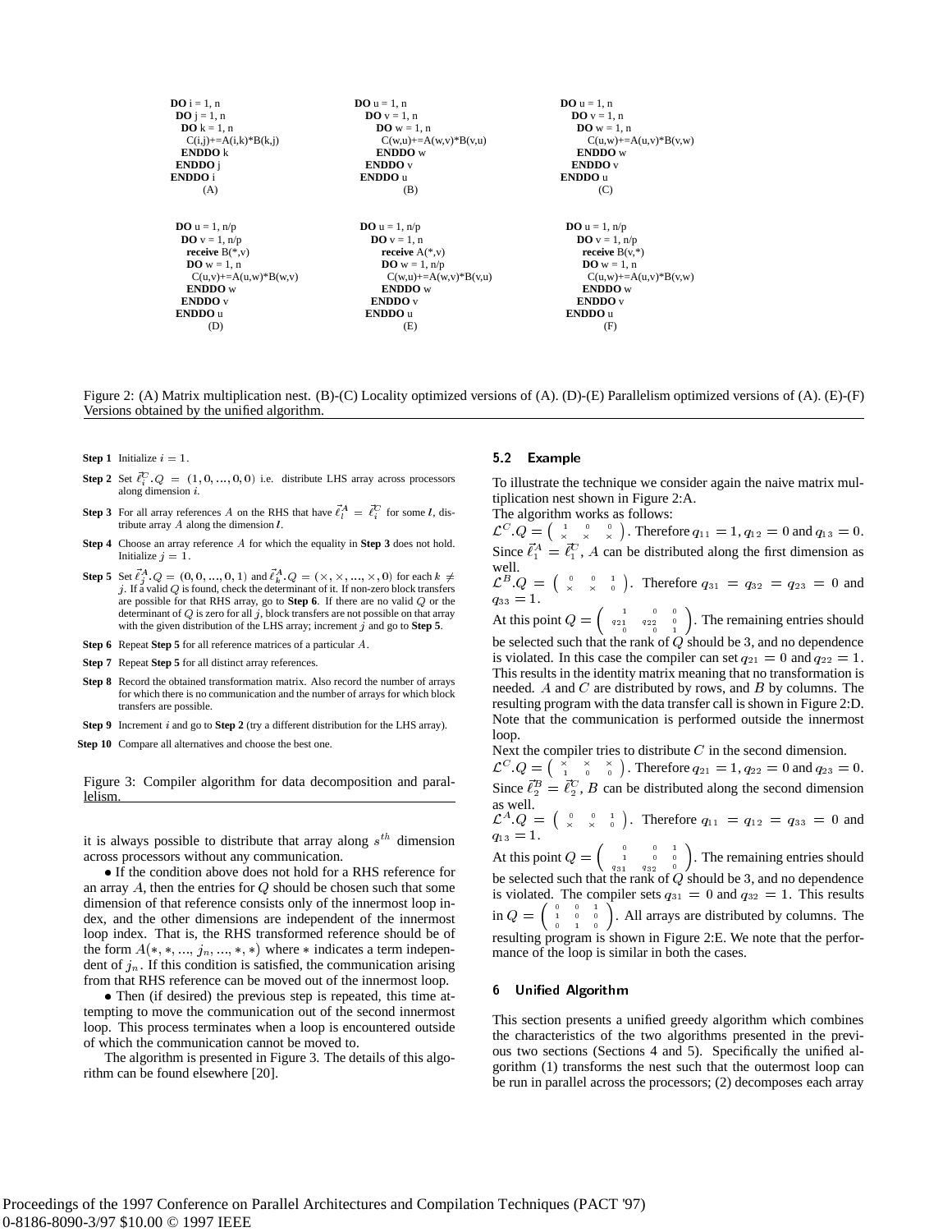```
DO i = 1, n
 DO j = 1, n
  DO k = 1, n
   C(i,j)+=A(i,k)*B(k,j)
  ENDDO k
 ENDDO j
ENDDO i
      (A)
```

```
DO u = 1, n
  DO v = 1, n
    DO w = 1, n
      C(w,u)+=A(w,v)*B(v,u)
    ENDDO w
  ENDDO v
ENDDO u
      (B)
```

```
DO u = 1, n
  DO v = 1, n
    DO w = 1, n
      C(u,w)+=A(u,v)*B(v,w)
    ENDDO w
  ENDDO v
ENDDO u
      (C)
```

```
DO u = 1, n/p
 DO v = 1, n/p
  receive B(*,v)
  DO w = 1, n
   C(u,v)+=A(u,w)*B(w,v)
  ENDDO w
 ENDDO v
ENDDO u
      (D)
```

```
DO u = 1, n/p
  DO v = 1, n
    receive A(*,v)
    DO w = 1, n/p
      C(w,u)+=A(w,v)*B(v,u)
    ENDDO w
  ENDDO v
ENDDO u
      (E)
```

```
DO u = 1, n/p
  DO v = 1, n/p
    receive B(v,*)
    DO w = 1, n
      C(u,w)+=A(u,v)*B(v,w)
    ENDDO w
  ENDDO v
ENDDO u
      (F)
```

Figure 2: (A) Matrix multiplication nest. (B)-(C) Locality optimized versions of (A). (D)-(E) Parallelism optimized versions of (A). (E)-(F) Versions obtained by the unified algorithm.

**Step 1** Initialize $i = 1$.

**Step 2** Set $\vec{\ell}_i^C.Q = (1, 0, ..., 0, 0)$ i.e. distribute LHS array across processors along dimension $i$.

**Step 3** For all array references $A$ on the RHS that have $\vec{\ell}_l^A = \vec{\ell}_i^C$ for some $l$, distribute array $A$ along the dimension $l$.

**Step 4** Choose an array reference $A$ for which the equality in **Step 3** does not hold. Initialize $j = 1$.

**Step 5** Set $\vec{\ell}_j^A.Q = (0, 0, ..., 0, 1)$ and $\vec{\ell}_k^A.Q = (\times, \times, ..., \times, 0)$ for each $k \neq j$. If a valid $Q$ is found, check the determinant of it. If non-zero block transfers are possible for that RHS array, go to **Step 6**. If there are no valid $Q$ or the determinant of $Q$ is zero for all $j$, block transfers are not possible on that array with the given distribution of the LHS array; increment $j$ and go to **Step 5**.

**Step 6** Repeat **Step 5** for all reference matrices of a particular $A$.

**Step 7** Repeat **Step 5** for all distinct array references.

**Step 8** Record the obtained transformation matrix. Also record the number of arrays for which there is no communication and the number of arrays for which block transfers are possible.

**Step 9** Increment $i$ and go to **Step 2** (try a different distribution for the LHS array).

**Step 10** Compare all alternatives and choose the best one.

Figure 3: Compiler algorithm for data decomposition and parallelism.

it is always possible to distribute that array along $s^{th}$ dimension across processors without any communication.

• If the condition above does not hold for a RHS reference for an array $A$, then the entries for $Q$ should be chosen such that some dimension of that reference consists only of the innermost loop index, and the other dimensions are independent of the innermost loop index. That is, the RHS transformed reference should be of the form $A(*, *, ..., j_n, ..., *, *)$ where $*$ indicates a term independent of $j_n$. If this condition is satisfied, the communication arising from that RHS reference can be moved out of the innermost loop.

• Then (if desired) the previous step is repeated, this time attempting to move the communication out of the second innermost loop. This process terminates when a loop is encountered outside of which the communication cannot be moved to.

The algorithm is presented in Figure 3. The details of this algorithm can be found elsewhere [20].

### 5.2 Example

To illustrate the technique we consider again the naive matrix multiplication nest shown in Figure 2:A.

The algorithm works as follows:
$\mathcal{L}^C.Q = \begin{pmatrix} 1 & 0 & 0 \\ \times & \times & \times \end{pmatrix}$. Therefore $q_{11} = 1, q_{12} = 0$ and $q_{13} = 0$. Since $\vec{\ell}_1^A = \vec{\ell}_1^C$, $A$ can be distributed along the first dimension as well.
$\mathcal{L}^B.Q = \begin{pmatrix} 0 & 0 & 1 \\ \times & \times & 0 \end{pmatrix}$. Therefore $q_{31} = q_{32} = q_{23} = 0$ and $q_{33} = 1$.
At this point $Q = \begin{pmatrix} 1 & 0 & 0 \\ q_{21} & q_{22} & 0 \\ 0 & 0 & 1 \end{pmatrix}$. The remaining entries should be selected such that the rank of $Q$ should be 3, and no dependence is violated. In this case the compiler can set $q_{21} = 0$ and $q_{22} = 1$. This results in the identity matrix meaning that no transformation is needed. $A$ and $C$ are distributed by rows, and $B$ by columns. The resulting program with the data transfer call is shown in Figure 2:D. Note that the communication is performed outside the innermost loop.

Next the compiler tries to distribute $C$ in the second dimension.
$\mathcal{L}^C.Q = \begin{pmatrix} \times & \times & \times \\ 1 & 0 & 0 \end{pmatrix}$. Therefore $q_{21} = 1, q_{22} = 0$ and $q_{23} = 0$. Since $\vec{\ell}_2^B = \vec{\ell}_2^C$, $B$ can be distributed along the second dimension as well.
$\mathcal{L}^A.Q = \begin{pmatrix} 0 & 0 & 1 \\ \times & \times & 0 \end{pmatrix}$. Therefore $q_{11} = q_{12} = q_{33} = 0$ and $q_{13} = 1$.
At this point $Q = \begin{pmatrix} 0 & 0 & 1 \\ 1 & 0 & 0 \\ q_{31} & q_{32} & 0 \end{pmatrix}$. The remaining entries should be selected such that the rank of $Q$ should be 3, and no dependence is violated. The compiler sets $q_{31} = 0$ and $q_{32} = 1$. This results in $Q = \begin{pmatrix} 0 & 0 & 1 \\ 1 & 0 & 0 \\ 0 & 1 & 0 \end{pmatrix}$. All arrays are distributed by columns. The resulting program is shown in Figure 2:E. We note that the performance of the loop is similar in both the cases.

## 6 Unified Algorithm

This section presents a unified greedy algorithm which combines the characteristics of the two algorithms presented in the previous two sections (Sections 4 and 5). Specifically the unified algorithm (1) transforms the nest such that the outermost loop can be run in parallel across the processors; (2) decomposes each array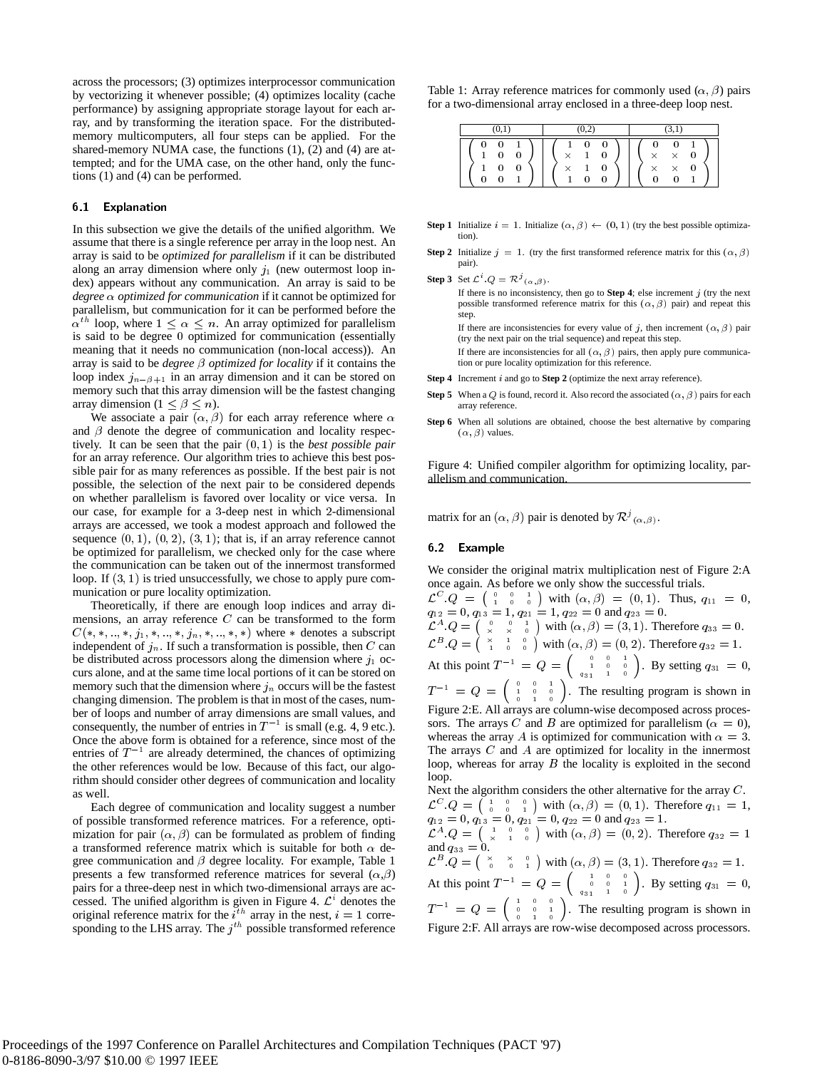across the processors; (3) optimizes interprocessor communication by vectorizing it whenever possible; (4) optimizes locality (cache performance) by assigning appropriate storage layout for each array, and by transforming the iteration space. For the distributed-memory multicomputers, all four steps can be applied. For the shared-memory NUMA case, the functions (1), (2) and (4) are attempted; and for the UMA case, on the other hand, only the functions (1) and (4) can be performed.

### 6.1 Explanation

In this subsection we give the details of the unified algorithm. We assume that there is a single reference per array in the loop nest. An array is said to be *optimized for parallelism* if it can be distributed along an array dimension where only $j_1$ (new outermost loop index) appears without any communication. An array is said to be *degree $\alpha$ optimized for communication* if it cannot be optimized for parallelism, but communication for it can be performed before the $\alpha^{th}$ loop, where $1 \leq \alpha \leq n$. An array optimized for parallelism is said to be degree 0 optimized for communication (essentially meaning that it needs no communication (non-local access)). An array is said to be *degree $\beta$ optimized for locality* if it contains the loop index $j_{n-\beta+1}$ in an array dimension and it can be stored on memory such that this array dimension will be the fastest changing array dimension ($1 \leq \beta \leq n$).

We associate a pair $(\alpha, \beta)$ for each array reference where $\alpha$ and $\beta$ denote the degree of communication and locality respectively. It can be seen that the pair $(0, 1)$ is the *best possible pair* for an array reference. Our algorithm tries to achieve this best possible pair for as many references as possible. If the best pair is not possible, the selection of the next pair to be considered depends on whether parallelism is favored over locality or vice versa. In our case, for example for a 3-deep nest in which 2-dimensional arrays are accessed, we took a modest approach and followed the sequence $(0, 1)$, $(0, 2)$, $(3, 1)$; that is, if an array reference cannot be optimized for parallelism, we checked only for the case where the communication can be taken out of the innermost transformed loop. If $(3, 1)$ is tried unsuccessfully, we chose to apply pure communication or pure locality optimization.

Theoretically, if there are enough loop indices and array dimensions, an array reference $C$ can be transformed to the form $C(*, *, .., *, j_1, *, .., *, j_n, *, .., *, *)$ where $*$ denotes a subscript independent of $j_n$. If such a transformation is possible, then $C$ can be distributed across processors along the dimension where $j_1$ occurs alone, and at the same time local portions of it can be stored on memory such that the dimension where $j_n$ occurs will be the fastest changing dimension. The problem is that in most of the cases, number of loops and number of array dimensions are small values, and consequently, the number of entries in $T^{-1}$ is small (e.g. 4, 9 etc.). Once the above form is obtained for a reference, since most of the entries of $T^{-1}$ are already determined, the chances of optimizing the other references would be low. Because of this fact, our algorithm should consider other degrees of communication and locality as well.

Each degree of communication and locality suggest a number of possible transformed reference matrices. For a reference, optimization for pair $(\alpha, \beta)$ can be formulated as problem of finding a transformed reference matrix which is suitable for both $\alpha$ degree communication and $\beta$ degree locality. For example, Table 1 presents a few transformed reference matrices for several $(\alpha,\beta)$ pairs for a three-deep nest in which two-dimensional arrays are accessed. The unified algorithm is given in Figure 4. $\mathcal{L}^i$ denotes the original reference matrix for the $i^{th}$ array in the nest, $i = 1$ corresponding to the LHS array. The $j^{th}$ possible transformed reference matrix for an $(\alpha, \beta)$ pair is denoted by $\mathcal{R}^j{}_{(\alpha,\beta)}$.

Table 1: Array reference matrices for commonly used $(\alpha, \beta)$ pairs for a two-dimensional array enclosed in a three-deep loop nest.

| (0,1) | (0,2) | (3,1) |
|---|---|---|
| $\begin{pmatrix} 0 & 0 & 1 \\ 1 & 0 & 0 \end{pmatrix}$ | $\begin{pmatrix} 1 & 0 & 0 \\ \times & 1 & 0 \end{pmatrix}$ | $\begin{pmatrix} 0 & 0 & 1 \\ \times & \times & 0 \end{pmatrix}$ |
| $\begin{pmatrix} 1 & 0 & 0 \\ 0 & 0 & 1 \end{pmatrix}$ | $\begin{pmatrix} \times & 1 & 0 \\ 1 & 0 & 0 \end{pmatrix}$ | $\begin{pmatrix} \times & \times & 0 \\ 0 & 0 & 1 \end{pmatrix}$ |

**Step 1** Initialize $i = 1$. Initialize $(\alpha, \beta) \leftarrow (0, 1)$ (try the best possible optimization).

**Step 2** Initialize $j = 1$. (try the first transformed reference matrix for this $(\alpha, \beta)$ pair).

**Step 3** Set $\mathcal{L}^i.Q = \mathcal{R}^j{}_{(\alpha,\beta)}$.
If there is no inconsistency, then go to **Step 4**; else increment $j$ (try the next possible transformed reference matrix for this $(\alpha, \beta)$ pair) and repeat this step.
If there are inconsistencies for every value of $j$, then increment $(\alpha, \beta)$ pair (try the next pair on the trial sequence) and repeat this step.
If there are inconsistencies for all $(\alpha, \beta)$ pairs, then apply pure communication or pure locality optimization for this reference.

**Step 4** Increment $i$ and go to **Step 2** (optimize the next array reference).

**Step 5** When a $Q$ is found, record it. Also record the associated $(\alpha, \beta)$ pairs for each array reference.

**Step 6** When all solutions are obtained, choose the best alternative by comparing $(\alpha, \beta)$ values.

Figure 4: Unified compiler algorithm for optimizing locality, parallelism and communication.

### 6.2 Example

We consider the original matrix multiplication nest of Figure 2:A once again. As before we only show the successful trials.
$\mathcal{L}^C.Q = \begin{pmatrix} 0 & 0 & 1 \\ 1 & 0 & 0 \end{pmatrix}$ with $(\alpha, \beta) = (0, 1)$. Thus, $q_{11} = 0$, $q_{12} = 0, q_{13} = 1, q_{21} = 1, q_{22} = 0$ and $q_{23} = 0$.
$\mathcal{L}^A.Q = \begin{pmatrix} 0 & 0 & 1 \\ \times & \times & 0 \end{pmatrix}$ with $(\alpha, \beta) = (3, 1)$. Therefore $q_{33} = 0$.
$\mathcal{L}^B.Q = \begin{pmatrix} \times & 1 & 0 \\ 1 & 0 & 0 \end{pmatrix}$ with $(\alpha, \beta) = (0, 2)$. Therefore $q_{32} = 1$.
At this point $T^{-1} = Q = \begin{pmatrix} 0 & 0 & 1 \\ 1 & 0 & 0 \\ q_{31} & 1 & 0 \end{pmatrix}$. By setting $q_{31} = 0$, $T^{-1} = Q = \begin{pmatrix} 0 & 0 & 1 \\ 1 & 0 & 0 \\ 0 & 1 & 0 \end{pmatrix}$. The resulting program is shown in Figure 2:E. All arrays are column-wise decomposed across processors. The arrays $C$ and $B$ are optimized for parallelism ($\alpha = 0$), whereas the array $A$ is optimized for communication with $\alpha = 3$. The arrays $C$ and $A$ are optimized for locality in the innermost loop, whereas for array $B$ the locality is exploited in the second loop.
Next the algorithm considers the other alternative for the array $C$.
$\mathcal{L}^C.Q = \begin{pmatrix} 1 & 0 & 0 \\ 0 & 0 & 1 \end{pmatrix}$ with $(\alpha, \beta) = (0, 1)$. Therefore $q_{11} = 1$, $q_{12} = 0, q_{13} = 0, q_{21} = 0, q_{22} = 0$ and $q_{23} = 1$.
$\mathcal{L}^A.Q = \begin{pmatrix} 1 & 0 & 0 \\ \times & 1 & 0 \end{pmatrix}$ with $(\alpha, \beta) = (0, 2)$. Therefore $q_{32} = 1$ and $q_{33} = 0$.
$\mathcal{L}^B.Q = \begin{pmatrix} \times & \times & 0 \\ 0 & 0 & 1 \end{pmatrix}$ with $(\alpha, \beta) = (3, 1)$. Therefore $q_{32} = 1$.
At this point $T^{-1} = Q = \begin{pmatrix} 1 & 0 & 0 \\ 0 & 0 & 1 \\ q_{31} & 1 & 0 \end{pmatrix}$. By setting $q_{31} = 0$, $T^{-1} = Q = \begin{pmatrix} 1 & 0 & 0 \\ 0 & 0 & 1 \\ 0 & 1 & 0 \end{pmatrix}$. The resulting program is shown in Figure 2:F. All arrays are row-wise decomposed across processors.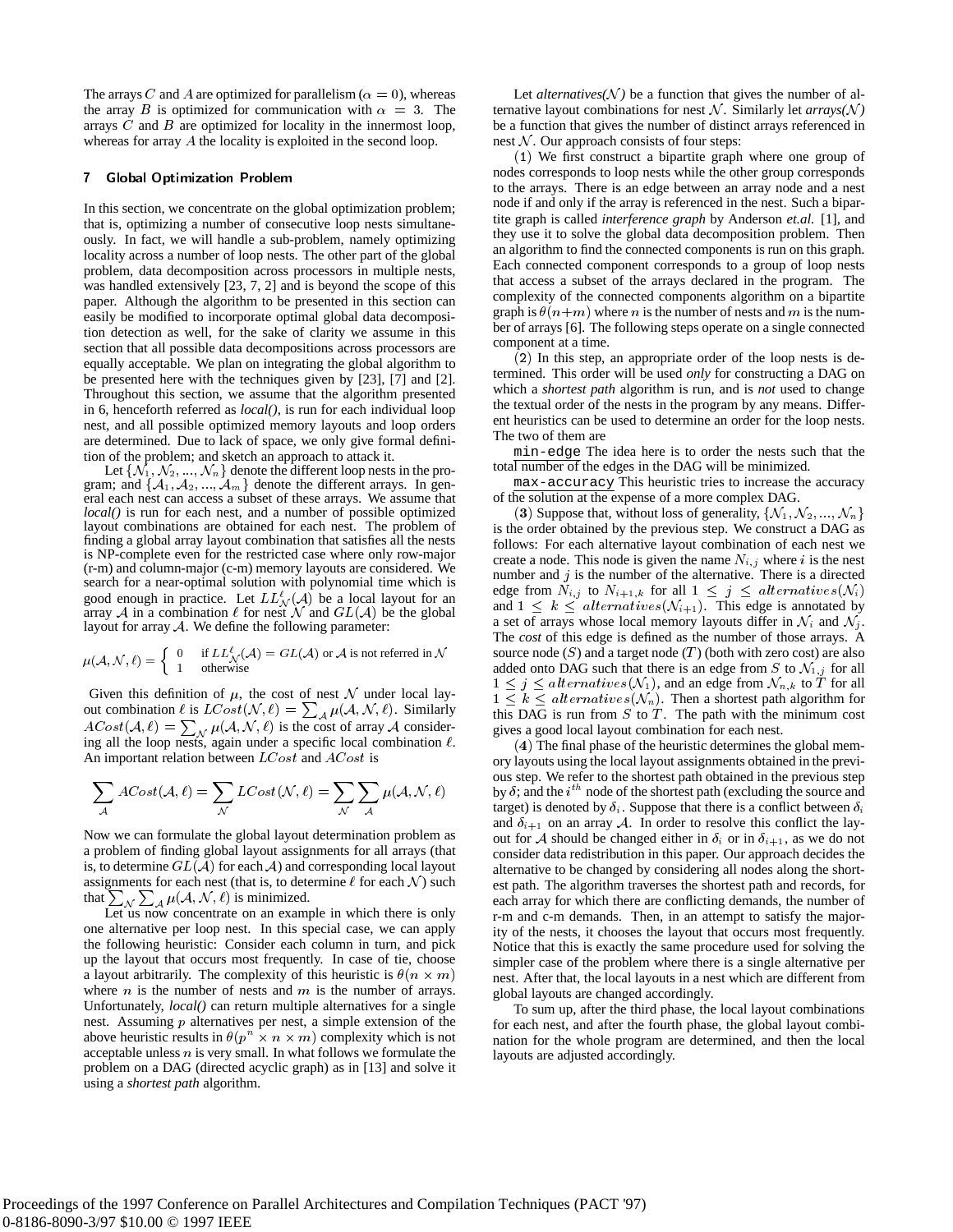The arrays $C$ and $A$ are optimized for parallelism ($\alpha = 0$), whereas the array $B$ is optimized for communication with $\alpha = 3$. The arrays $C$ and $B$ are optimized for locality in the innermost loop, whereas for array $A$ the locality is exploited in the second loop.

## 7 Global Optimization Problem

In this section, we concentrate on the global optimization problem; that is, optimizing a number of consecutive loop nests simultaneously. In fact, we will handle a sub-problem, namely optimizing locality across a number of loop nests. The other part of the global problem, data decomposition across processors in multiple nests, was handled extensively [23, 7, 2] and is beyond the scope of this paper. Although the algorithm to be presented in this section can easily be modified to incorporate optimal global data decomposition detection as well, for the sake of clarity we assume in this section that all possible data decompositions across processors are equally acceptable. We plan on integrating the global algorithm to be presented here with the techniques given by [23], [7] and [2]. Throughout this section, we assume that the algorithm presented in 6, henceforth referred as *local()*, is run for each individual loop nest, and all possible optimized memory layouts and loop orders are determined. Due to lack of space, we only give formal definition of the problem; and sketch an approach to attack it.

Let $\{\mathcal{N}_1, \mathcal{N}_2, ..., \mathcal{N}_n\}$ denote the different loop nests in the program; and $\{\mathcal{A}_1, \mathcal{A}_2, ..., \mathcal{A}_m\}$ denote the different arrays. In general each nest can access a subset of these arrays. We assume that *local()* is run for each nest, and a number of possible optimized layout combinations are obtained for each nest. The problem of finding a global array layout combination that satisfies all the nests is NP-complete even for the restricted case where only row-major (r-m) and column-major (c-m) memory layouts are considered. We search for a near-optimal solution with polynomial time which is good enough in practice. Let $LL^{\ell}_{\mathcal{N}}(\mathcal{A})$ be a local layout for an array $\mathcal{A}$ in a combination $\ell$ for nest $\mathcal{N}$ and $GL(\mathcal{A})$ be the global layout for array $\mathcal{A}$. We define the following parameter:

$$\mu(\mathcal{A}, \mathcal{N}, \ell) = \begin{cases} 0 & \text{if } LL^{\ell}_{\mathcal{N}}(\mathcal{A}) = GL(\mathcal{A}) \text{ or } \mathcal{A} \text{ is not referred in } \mathcal{N} \\ 1 & \text{otherwise} \end{cases}$$

Given this definition of $\mu$, the cost of nest $\mathcal{N}$ under local layout combination $\ell$ is $LCost(\mathcal{N}, \ell) = \sum_{\mathcal{A}} \mu(\mathcal{A}, \mathcal{N}, \ell)$. Similarly $ACost(\mathcal{A}, \ell) = \sum_{\mathcal{N}} \mu(\mathcal{A}, \mathcal{N}, \ell)$ is the cost of array $\mathcal{A}$ considering all the loop nests, again under a specific local combination $\ell$. An important relation between $LCost$ and $ACost$ is

$$\sum_{\mathcal{A}} ACost(\mathcal{A}, \ell) = \sum_{\mathcal{N}} LCost(\mathcal{N}, \ell) = \sum_{\mathcal{N}} \sum_{\mathcal{A}} \mu(\mathcal{A}, \mathcal{N}, \ell)$$

Now we can formulate the global layout determination problem as a problem of finding global layout assignments for all arrays (that is, to determine $GL(\mathcal{A})$ for each $\mathcal{A}$) and corresponding local layout assignments for each nest (that is, to determine $\ell$ for each $\mathcal{N}$) such that $\sum_{\mathcal{N}} \sum_{\mathcal{A}} \mu(\mathcal{A}, \mathcal{N}, \ell)$ is minimized.

Let us now concentrate on an example in which there is only one alternative per loop nest. In this special case, we can apply the following heuristic: Consider each column in turn, and pick up the layout that occurs most frequently. In case of tie, choose a layout arbitrarily. The complexity of this heuristic is $\theta(n \times m)$ where $n$ is the number of nests and $m$ is the number of arrays. Unfortunately, *local()* can return multiple alternatives for a single nest. Assuming $p$ alternatives per nest, a simple extension of the above heuristic results in $\theta(p^n \times n \times m)$ complexity which is not acceptable unless $n$ is very small. In what follows we formulate the problem on a DAG (directed acyclic graph) as in [13] and solve it using a *shortest path* algorithm.

Let *alternatives($\mathcal{N}$)* be a function that gives the number of alternative layout combinations for nest $\mathcal{N}$. Similarly let *arrays($\mathcal{N}$)* be a function that gives the number of distinct arrays referenced in nest $\mathcal{N}$. Our approach consists of four steps:

(**1**) We first construct a bipartite graph where one group of nodes corresponds to loop nests while the other group corresponds to the arrays. There is an edge between an array node and a nest node if and only if the array is referenced in the nest. Such a bipartite graph is called *interference graph* by Anderson *et.al.* [1], and they use it to solve the global data decomposition problem. Then an algorithm to find the connected components is run on this graph. Each connected component corresponds to a group of loop nests that access a subset of the arrays declared in the program. The complexity of the connected components algorithm on a bipartite graph is $\theta(n+m)$ where $n$ is the number of nests and $m$ is the number of arrays [6]. The following steps operate on a single connected component at a time.

(**2**) In this step, an appropriate order of the loop nests is determined. This order will be used *only* for constructing a DAG on which a *shortest path* algorithm is run, and is *not* used to change the textual order of the nests in the program by any means. Different heuristics can be used to determine an order for the loop nests. The two of them are

`min-edge` The idea here is to order the nests such that the total number of the edges in the DAG will be minimized.

`max-accuracy` This heuristic tries to increase the accuracy of the solution at the expense of a more complex DAG.

(**3**) Suppose that, without loss of generality, $\{\mathcal{N}_1, \mathcal{N}_2, ..., \mathcal{N}_n\}$ is the order obtained by the previous step. We construct a DAG as follows: For each alternative layout combination of each nest we create a node. This node is given the name $N_{i,j}$ where $i$ is the nest number and $j$ is the number of the alternative. There is a directed edge from $N_{i,j}$ to $N_{i+1,k}$ for all $1 \leq j \leq alternatives(\mathcal{N}_i)$ and $1 \leq k \leq alternatives(\mathcal{N}_{i+1})$. This edge is annotated by a set of arrays whose local memory layouts differ in $\mathcal{N}_i$ and $\mathcal{N}_j$. The *cost* of this edge is defined as the number of those arrays. A source node ($S$) and a target node ($T$) (both with zero cost) are also added onto DAG such that there is an edge from $S$ to $\mathcal{N}_{1,j}$ for all $1 \leq j \leq alternatives(\mathcal{N}_1)$, and an edge from $\mathcal{N}_{n,k}$ to $T$ for all $1 \leq k \leq alternatives(\mathcal{N}_n)$. Then a shortest path algorithm for this DAG is run from $S$ to $T$. The path with the minimum cost gives a good local layout combination for each nest.

(**4**) The final phase of the heuristic determines the global memory layouts using the local layout assignments obtained in the previous step. We refer to the shortest path obtained in the previous step by $\delta$; and the $i^{th}$ node of the shortest path (excluding the source and target) is denoted by $\delta_i$. Suppose that there is a conflict between $\delta_i$ and $\delta_{i+1}$ on an array $\mathcal{A}$. In order to resolve this conflict the layout for $\mathcal{A}$ should be changed either in $\delta_i$ or in $\delta_{i+1}$, as we do not consider data redistribution in this paper. Our approach decides the alternative to be changed by considering all nodes along the shortest path. The algorithm traverses the shortest path and records, for each array for which there are conflicting demands, the number of r-m and c-m demands. Then, in an attempt to satisfy the majority of the nests, it chooses the layout that occurs most frequently. Notice that this is exactly the same procedure used for solving the simpler case of the problem where there is a single alternative per nest. After that, the local layouts in a nest which are different from global layouts are changed accordingly.

To sum up, after the third phase, the local layout combinations for each nest, and after the fourth phase, the global layout combination for the whole program are determined, and then the local layouts are adjusted accordingly.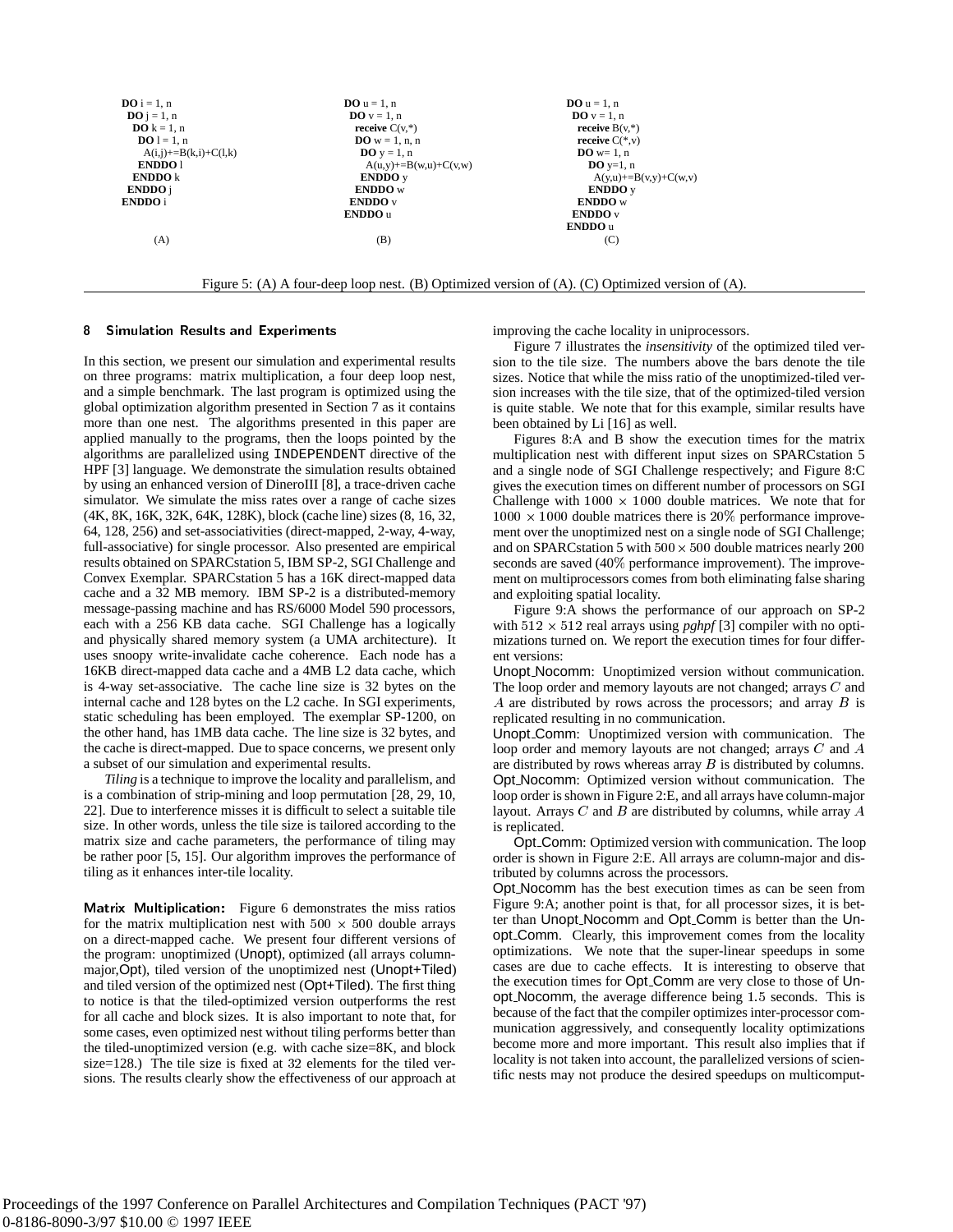```
DO i = 1, n
 DO j = 1, n
  DO k = 1, n
   DO l = 1, n
    A(i,j)+=B(k,i)+C(l,k)
   ENDDO l
  ENDDO k
 ENDDO j
ENDDO i
```

(A)

```
DO u = 1, n
 DO v = 1, n
  receive C(v,*)
  DO w = 1, n, n
   DO y = 1, n
    A(u,y)+=B(w,u)+C(v,w)
   ENDDO y
  ENDDO w
 ENDDO v
ENDDO u
```

(B)

```
DO u = 1, n
 DO v = 1, n
  receive B(v,*)
  receive C(*,v)
  DO w= 1, n
   DO y=1, n
    A(y,u)+=B(v,y)+C(w,v)
   ENDDO y
  ENDDO w
 ENDDO v
ENDDO u
```

(C)

Figure 5: (A) A four-deep loop nest. (B) Optimized version of (A). (C) Optimized version of (A).

## 8 Simulation Results and Experiments

In this section, we present our simulation and experimental results on three programs: matrix multiplication, a four deep loop nest, and a simple benchmark. The last program is optimized using the global optimization algorithm presented in Section 7 as it contains more than one nest. The algorithms presented in this paper are applied manually to the programs, then the loops pointed by the algorithms are parallelized using INDEPENDENT directive of the HPF [3] language. We demonstrate the simulation results obtained by using an enhanced version of DineroIII [8], a trace-driven cache simulator. We simulate the miss rates over a range of cache sizes (4K, 8K, 16K, 32K, 64K, 128K), block (cache line) sizes (8, 16, 32, 64, 128, 256) and set-associativities (direct-mapped, 2-way, 4-way, full-associative) for single processor. Also presented are empirical results obtained on SPARCstation 5, IBM SP-2, SGI Challenge and Convex Exemplar. SPARCstation 5 has a 16K direct-mapped data cache and a 32 MB memory. IBM SP-2 is a distributed-memory message-passing machine and has RS/6000 Model 590 processors, each with a 256 KB data cache. SGI Challenge has a logically and physically shared memory system (a UMA architecture). It uses snoopy write-invalidate cache coherence. Each node has a 16KB direct-mapped data cache and a 4MB L2 data cache, which is 4-way set-associative. The cache line size is 32 bytes on the internal cache and 128 bytes on the L2 cache. In SGI experiments, static scheduling has been employed. The exemplar SP-1200, on the other hand, has 1MB data cache. The line size is 32 bytes, and the cache is direct-mapped. Due to space concerns, we present only a subset of our simulation and experimental results.

*Tiling* is a technique to improve the locality and parallelism, and is a combination of strip-mining and loop permutation [28, 29, 10, 22]. Due to interference misses it is difficult to select a suitable tile size. In other words, unless the tile size is tailored according to the matrix size and cache parameters, the performance of tiling may be rather poor [5, 15]. Our algorithm improves the performance of tiling as it enhances inter-tile locality.

**Matrix Multiplication:** Figure 6 demonstrates the miss ratios for the matrix multiplication nest with $500 \times 500$ double arrays on a direct-mapped cache. We present four different versions of the program: unoptimized (Unopt), optimized (all arrays column-major,Opt), tiled version of the unoptimized nest (Unopt+Tiled) and tiled version of the optimized nest (Opt+Tiled). The first thing to notice is that the tiled-optimized version outperforms the rest for all cache and block sizes. It is also important to note that, for some cases, even optimized nest without tiling performs better than the tiled-unoptimized version (e.g. with cache size=8K, and block size=128.) The tile size is fixed at 32 elements for the tiled versions. The results clearly show the effectiveness of our approach at improving the cache locality in uniprocessors.

Figure 7 illustrates the *insensitivity* of the optimized tiled version to the tile size. The numbers above the bars denote the tile sizes. Notice that while the miss ratio of the unoptimized-tiled version increases with the tile size, that of the optimized-tiled version is quite stable. We note that for this example, similar results have been obtained by Li [16] as well.

Figures 8:A and B show the execution times for the matrix multiplication nest with different input sizes on SPARCstation 5 and a single node of SGI Challenge respectively; and Figure 8:C gives the execution times on different number of processors on SGI Challenge with $1000 \times 1000$ double matrices. We note that for $1000 \times 1000$ double matrices there is $20\%$ performance improvement over the unoptimized nest on a single node of SGI Challenge; and on SPARCstation 5 with $500 \times 500$ double matrices nearly $200$ seconds are saved ($40\%$ performance improvement). The improvement on multiprocessors comes from both eliminating false sharing and exploiting spatial locality.

Figure 9:A shows the performance of our approach on SP-2 with $512 \times 512$ real arrays using *pghpf* [3] compiler with no optimizations turned on. We report the execution times for four different versions:

Unopt_Nocomm: Unoptimized version without communication. The loop order and memory layouts are not changed; arrays $C$ and $A$ are distributed by rows across the processors; and array $B$ is replicated resulting in no communication.

Unopt_Comm: Unoptimized version with communication. The loop order and memory layouts are not changed; arrays $C$ and $A$ are distributed by rows whereas array $B$ is distributed by columns.

Opt_Nocomm: Optimized version without communication. The loop order is shown in Figure 2:E, and all arrays have column-major layout. Arrays $C$ and $B$ are distributed by columns, while array $A$ is replicated.

Opt_Comm: Optimized version with communication. The loop order is shown in Figure 2:E. All arrays are column-major and distributed by columns across the processors.

Opt_Nocomm has the best execution times as can be seen from Figure 9:A; another point is that, for all processor sizes, it is better than Unopt_Nocomm and Opt_Comm is better than the Unopt_Comm. Clearly, this improvement comes from the locality optimizations. We note that the super-linear speedups in some cases are due to cache effects. It is interesting to observe that the execution times for Opt_Comm are very close to those of Unopt_Nocomm, the average difference being $1.5$ seconds. This is because of the fact that the compiler optimizes inter-processor communication aggressively, and consequently locality optimizations become more and more important. This result also implies that if locality is not taken into account, the parallelized versions of scientific nests may not produce the desired speedups on multicomput-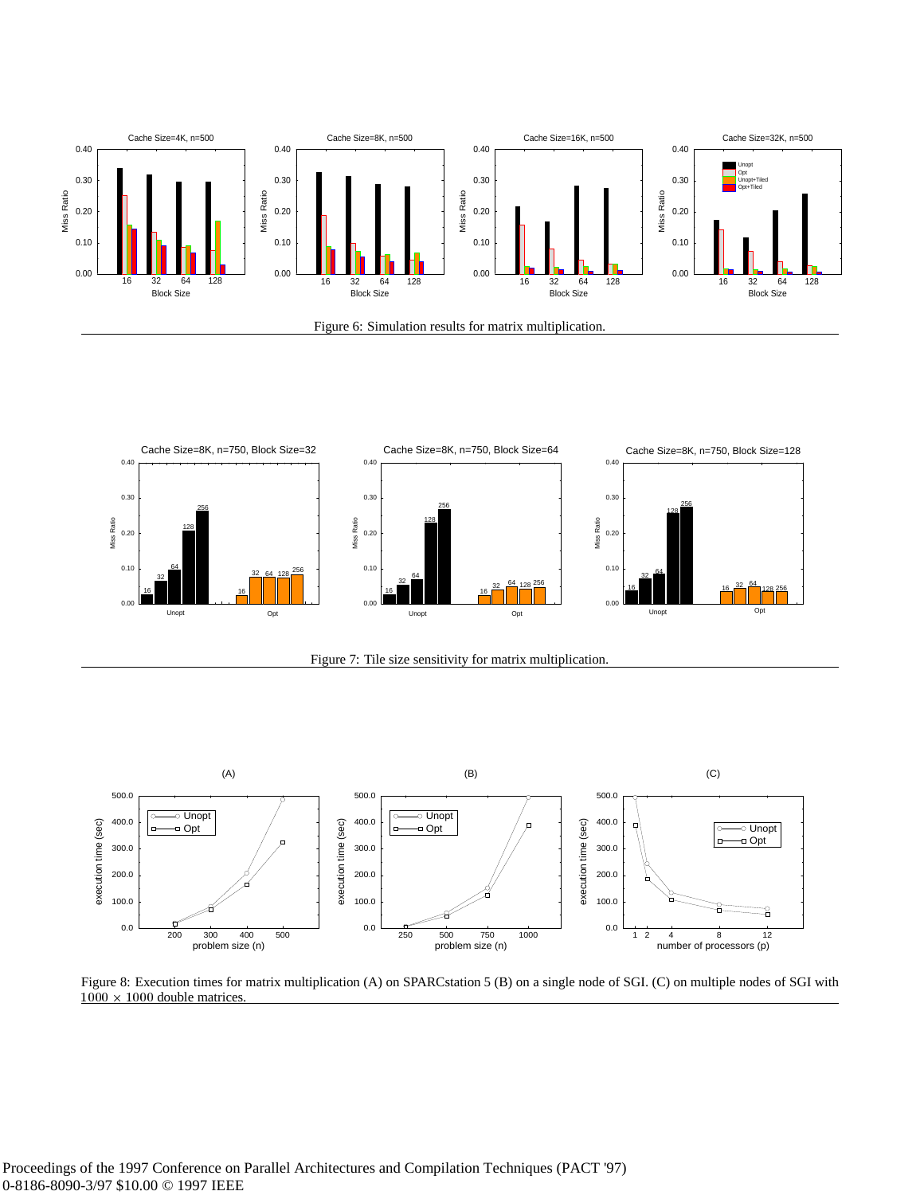Figure 6: Simulation results for matrix multiplication.

Figure 7: Tile size sensitivity for matrix multiplication.

Figure 8: Execution times for matrix multiplication (A) on SPARCstation 5 (B) on a single node of SGI. (C) on multiple nodes of SGI with $1000 \times 1000$ double matrices.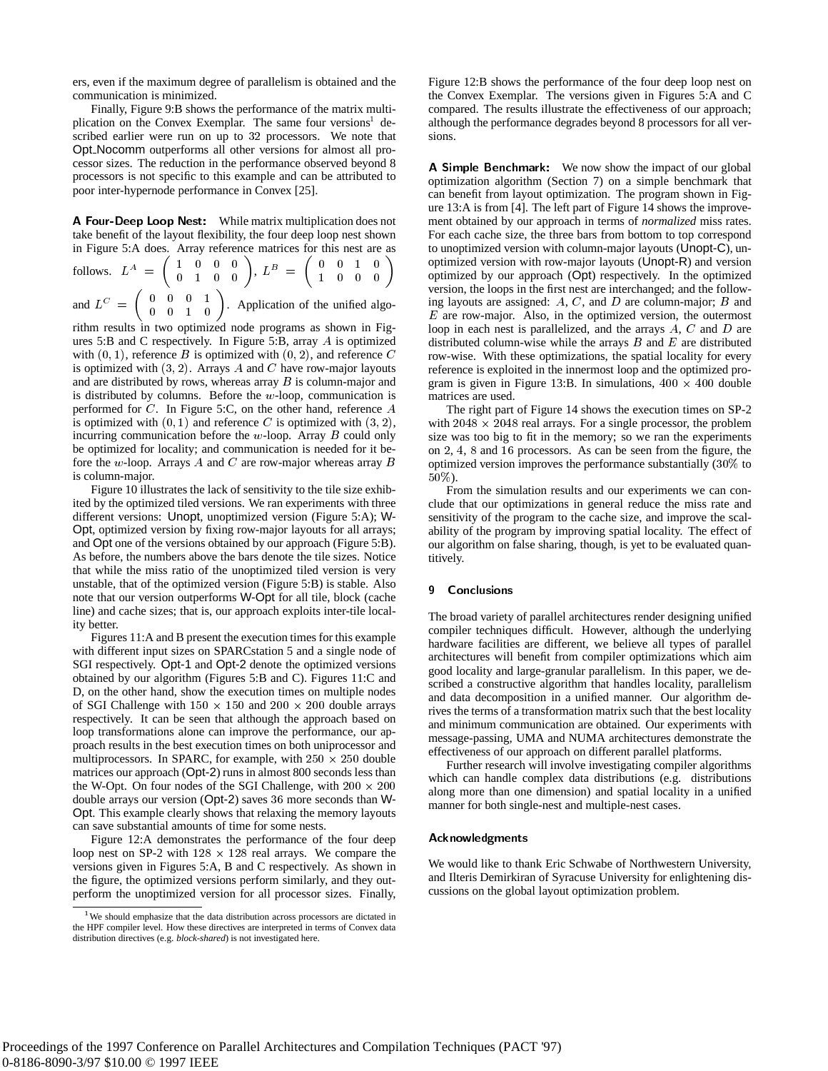ers, even if the maximum degree of parallelism is obtained and the communication is minimized.

Finally, Figure 9:B shows the performance of the matrix multiplication on the Convex Exemplar. The same four versions[1] described earlier were run on up to 32 processors. We note that Opt_Nocomm outperforms all other versions for almost all processor sizes. The reduction in the performance observed beyond 8 processors is not specific to this example and can be attributed to poor inter-hypernode performance in Convex [25].

**A Four-Deep Loop Nest:** While matrix multiplication does not take benefit of the layout flexibility, the four deep loop nest shown in Figure 5:A does. Array reference matrices for this nest are as follows. $L^A = \begin{pmatrix} 1 & 0 & 0 & 0 \\ 0 & 1 & 0 & 0 \end{pmatrix}$, $L^B = \begin{pmatrix} 0 & 0 & 1 & 0 \\ 1 & 0 & 0 & 0 \end{pmatrix}$ and $L^C = \begin{pmatrix} 0 & 0 & 0 & 1 \\ 0 & 0 & 1 & 0 \end{pmatrix}$. Application of the unified algorithm results in two optimized node programs as shown in Figures 5:B and C respectively. In Figure 5:B, array $A$ is optimized with $(0,1)$, reference $B$ is optimized with $(0,2)$, and reference $C$ is optimized with $(3,2)$. Arrays $A$ and $C$ have row-major layouts and are distributed by rows, whereas array $B$ is column-major and is distributed by columns. Before the $w$-loop, communication is performed for $C$. In Figure 5:C, on the other hand, reference $A$ is optimized with $(0,1)$ and reference $C$ is optimized with $(3,2)$, incurring communication before the $w$-loop. Array $B$ could only be optimized for locality; and communication is needed for it before the $w$-loop. Arrays $A$ and $C$ are row-major whereas array $B$ is column-major.

Figure 10 illustrates the lack of sensitivity to the tile size exhibited by the optimized tiled versions. We ran experiments with three different versions: Unopt, unoptimized version (Figure 5:A); W-Opt, optimized version by fixing row-major layouts for all arrays; and Opt one of the versions obtained by our approach (Figure 5:B). As before, the numbers above the bars denote the tile sizes. Notice that while the miss ratio of the unoptimized tiled version is very unstable, that of the optimized version (Figure 5:B) is stable. Also note that our version outperforms W-Opt for all tile, block (cache line) and cache sizes; that is, our approach exploits inter-tile locality better.

Figures 11:A and B present the execution times for this example with different input sizes on SPARCstation 5 and a single node of SGI respectively. Opt-1 and Opt-2 denote the optimized versions obtained by our algorithm (Figures 5:B and C). Figures 11:C and D, on the other hand, show the execution times on multiple nodes of SGI Challenge with $150 \times 150$ and $200 \times 200$ double arrays respectively. It can be seen that although the approach based on loop transformations alone can improve the performance, our approach results in the best execution times on both uniprocessor and multiprocessors. In SPARC, for example, with $250 \times 250$ double matrices our approach (Opt-2) runs in almost 800 seconds less than the W-Opt. On four nodes of the SGI Challenge, with $200 \times 200$ double arrays our version (Opt-2) saves 36 more seconds than W-Opt. This example clearly shows that relaxing the memory layouts can save substantial amounts of time for some nests.

Figure 12:A demonstrates the performance of the four deep loop nest on SP-2 with $128 \times 128$ real arrays. We compare the versions given in Figures 5:A, B and C respectively. As shown in the figure, the optimized versions perform similarly, and they outperform the unoptimized version for all processor sizes. Finally, Figure 12:B shows the performance of the four deep loop nest on the Convex Exemplar. The versions given in Figures 5:A and C compared. The results illustrate the effectiveness of our approach; although the performance degrades beyond 8 processors for all versions.

[1] We should emphasize that the data distribution across processors are dictated in the HPF compiler level. How these directives are interpreted in terms of Convex data distribution directives (e.g. *block-shared*) is not investigated here.

**A Simple Benchmark:** We now show the impact of our global optimization algorithm (Section 7) on a simple benchmark that can benefit from layout optimization. The program shown in Figure 13:A is from [4]. The left part of Figure 14 shows the improvement obtained by our approach in terms of *normalized* miss rates. For each cache size, the three bars from bottom to top correspond to unoptimized version with column-major layouts (Unopt-C), unoptimized version with row-major layouts (Unopt-R) and version optimized by our approach (Opt) respectively. In the optimized version, the loops in the first nest are interchanged; and the following layouts are assigned: $A$, $C$, and $D$ are column-major; $B$ and $E$ are row-major. Also, in the optimized version, the outermost loop in each nest is parallelized, and the arrays $A$, $C$ and $D$ are distributed column-wise while the arrays $B$ and $E$ are distributed row-wise. With these optimizations, the spatial locality for every reference is exploited in the innermost loop and the optimized program is given in Figure 13:B. In simulations, $400 \times 400$ double matrices are used.

The right part of Figure 14 shows the execution times on SP-2 with $2048 \times 2048$ real arrays. For a single processor, the problem size was too big to fit in the memory; so we ran the experiments on 2, 4, 8 and 16 processors. As can be seen from the figure, the optimized version improves the performance substantially (30% to 50%).

From the simulation results and our experiments we can conclude that our optimizations in general reduce the miss rate and sensitivity of the program to the cache size, and improve the scalability of the program by improving spatial locality. The effect of our algorithm on false sharing, though, is yet to be evaluated quantitively.

## 9 Conclusions

The broad variety of parallel architectures render designing unified compiler techniques difficult. However, although the underlying hardware facilities are different, we believe all types of parallel architectures will benefit from compiler optimizations which aim good locality and large-granular parallelism. In this paper, we described a constructive algorithm that handles locality, parallelism and data decomposition in a unified manner. Our algorithm derives the terms of a transformation matrix such that the best locality and minimum communication are obtained. Our experiments with message-passing, UMA and NUMA architectures demonstrate the effectiveness of our approach on different parallel platforms.

Further research will involve investigating compiler algorithms which can handle complex data distributions (e.g. distributions along more than one dimension) and spatial locality in a unified manner for both single-nest and multiple-nest cases.

## Acknowledgments

We would like to thank Eric Schwabe of Northwestern University, and Ilteris Demirkiran of Syracuse University for enlightening discussions on the global layout optimization problem.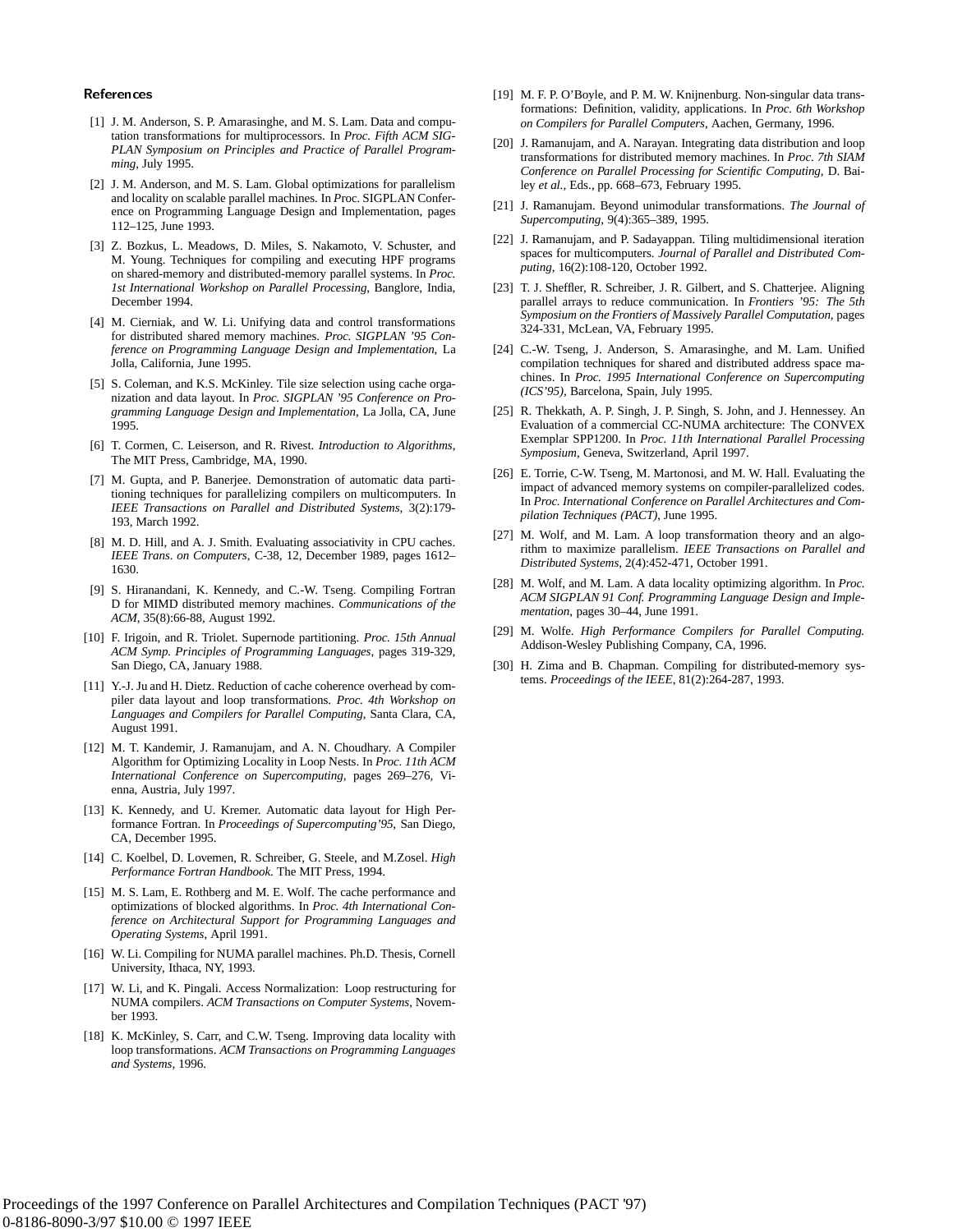## References

[1] J. M. Anderson, S. P. Amarasinghe, and M. S. Lam. Data and computation transformations for multiprocessors. In *Proc. Fifth ACM SIGPLAN Symposium on Principles and Practice of Parallel Programming*, July 1995.

[2] J. M. Anderson, and M. S. Lam. Global optimizations for parallelism and locality on scalable parallel machines. In *P*roc. SIGPLAN Conference on Programming Language Design and Implementation, pages 112–125, June 1993.

[3] Z. Bozkus, L. Meadows, D. Miles, S. Nakamoto, V. Schuster, and M. Young. Techniques for compiling and executing HPF programs on shared-memory and distributed-memory parallel systems. In *Proc. 1st International Workshop on Parallel Processing*, Banglore, India, December 1994.

[4] M. Cierniak, and W. Li. Unifying data and control transformations for distributed shared memory machines. *Proc. SIGPLAN '95 Conference on Programming Language Design and Implementation*, La Jolla, California, June 1995.

[5] S. Coleman, and K.S. McKinley. Tile size selection using cache organization and data layout. In *Proc. SIGPLAN '95 Conference on Programming Language Design and Implementation*, La Jolla, CA, June 1995.

[6] T. Cormen, C. Leiserson, and R. Rivest. *Introduction to Algorithms*, The MIT Press, Cambridge, MA, 1990.

[7] M. Gupta, and P. Banerjee. Demonstration of automatic data partitioning techniques for parallelizing compilers on multicomputers. In *IEEE Transactions on Parallel and Distributed Systems*, 3(2):179-193, March 1992.

[8] M. D. Hill, and A. J. Smith. Evaluating associativity in CPU caches. *IEEE Trans. on Computers*, C-38, 12, December 1989, pages 1612–1630.

[9] S. Hiranandani, K. Kennedy, and C.-W. Tseng. Compiling Fortran D for MIMD distributed memory machines. *Communications of the ACM*, 35(8):66-88, August 1992.

[10] F. Irigoin, and R. Triolet. Supernode partitioning. *Proc. 15th Annual ACM Symp. Principles of Programming Languages*, pages 319-329, San Diego, CA, January 1988.

[11] Y.-J. Ju and H. Dietz. Reduction of cache coherence overhead by compiler data layout and loop transformations. *Proc. 4th Workshop on Languages and Compilers for Parallel Computing*, Santa Clara, CA, August 1991.

[12] M. T. Kandemir, J. Ramanujam, and A. N. Choudhary. A Compiler Algorithm for Optimizing Locality in Loop Nests. In *Proc. 11th ACM International Conference on Supercomputing*, pages 269–276, Vienna, Austria, July 1997.

[13] K. Kennedy, and U. Kremer. Automatic data layout for High Performance Fortran. In *Proceedings of Supercomputing'95*, San Diego, CA, December 1995.

[14] C. Koelbel, D. Lovemen, R. Schreiber, G. Steele, and M.Zosel. *High Performance Fortran Handbook.* The MIT Press, 1994.

[15] M. S. Lam, E. Rothberg and M. E. Wolf. The cache performance and optimizations of blocked algorithms. In *Proc. 4th International Conference on Architectural Support for Programming Languages and Operating Systems*, April 1991.

[16] W. Li. Compiling for NUMA parallel machines. Ph.D. Thesis, Cornell University, Ithaca, NY, 1993.

[17] W. Li, and K. Pingali. Access Normalization: Loop restructuring for NUMA compilers. *ACM Transactions on Computer Systems*, November 1993.

[18] K. McKinley, S. Carr, and C.W. Tseng. Improving data locality with loop transformations. *ACM Transactions on Programming Languages and Systems*, 1996.

[19] M. F. P. O'Boyle, and P. M. W. Knijnenburg. Non-singular data transformations: Definition, validity, applications. In *Proc. 6th Workshop on Compilers for Parallel Computers*, Aachen, Germany, 1996.

[20] J. Ramanujam, and A. Narayan. Integrating data distribution and loop transformations for distributed memory machines. In *Proc. 7th SIAM Conference on Parallel Processing for Scientific Computing*, D. Bailey *et al.*, Eds., pp. 668–673, February 1995.

[21] J. Ramanujam. Beyond unimodular transformations. *The Journal of Supercomputing*, 9(4):365–389, 1995.

[22] J. Ramanujam, and P. Sadayappan. Tiling multidimensional iteration spaces for multicomputers. *Journal of Parallel and Distributed Computing*, 16(2):108-120, October 1992.

[23] T. J. Sheffler, R. Schreiber, J. R. Gilbert, and S. Chatterjee. Aligning parallel arrays to reduce communication. In *Frontiers '95: The 5th Symposium on the Frontiers of Massively Parallel Computation*, pages 324-331, McLean, VA, February 1995.

[24] C.-W. Tseng, J. Anderson, S. Amarasinghe, and M. Lam. Unified compilation techniques for shared and distributed address space machines. In *Proc. 1995 International Conference on Supercomputing (ICS'95)*, Barcelona, Spain, July 1995.

[25] R. Thekkath, A. P. Singh, J. P. Singh, S. John, and J. Hennessey. An Evaluation of a commercial CC-NUMA architecture: The CONVEX Exemplar SPP1200. In *Proc. 11th International Parallel Processing Symposium*, Geneva, Switzerland, April 1997.

[26] E. Torrie, C-W. Tseng, M. Martonosi, and M. W. Hall. Evaluating the impact of advanced memory systems on compiler-parallelized codes. In *Proc. International Conference on Parallel Architectures and Compilation Techniques (PACT)*, June 1995.

[27] M. Wolf, and M. Lam. A loop transformation theory and an algorithm to maximize parallelism. *IEEE Transactions on Parallel and Distributed Systems*, 2(4):452-471, October 1991.

[28] M. Wolf, and M. Lam. A data locality optimizing algorithm. In *Proc. ACM SIGPLAN 91 Conf. Programming Language Design and Implementation*, pages 30–44, June 1991.

[29] M. Wolfe. *High Performance Compilers for Parallel Computing.* Addison-Wesley Publishing Company, CA, 1996.

[30] H. Zima and B. Chapman. Compiling for distributed-memory systems. *Proceedings of the IEEE*, 81(2):264-287, 1993.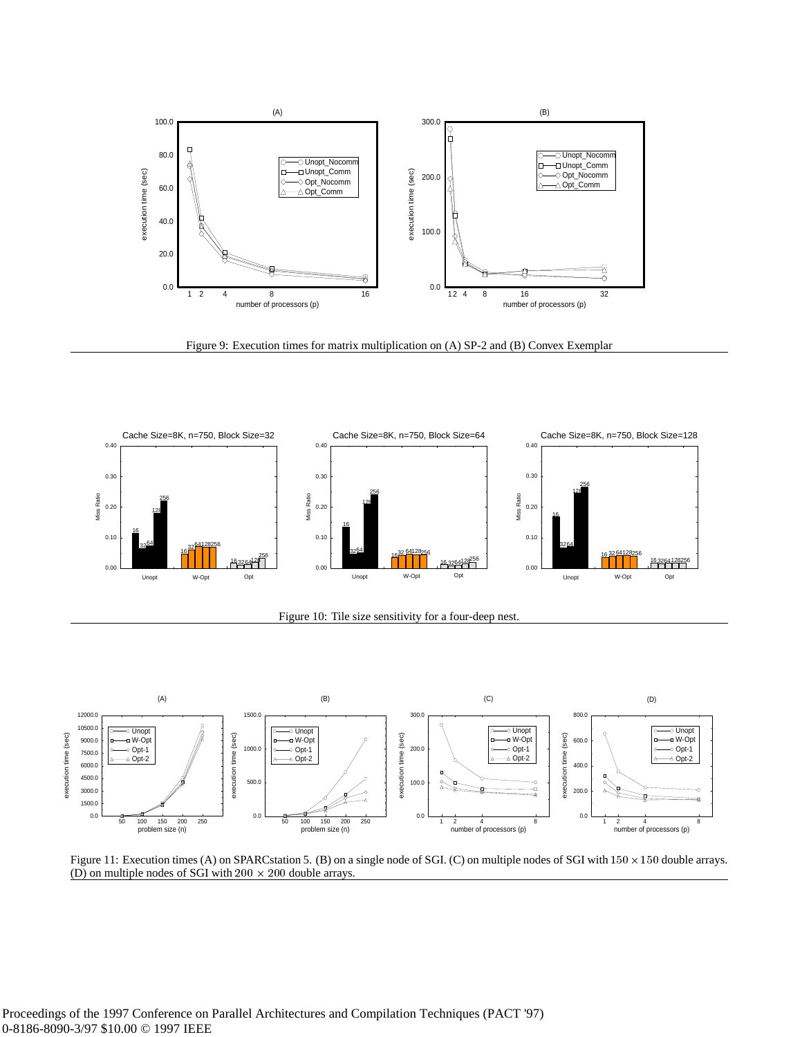Figure 9: Execution times for matrix multiplication on (A) SP-2 and (B) Convex Exemplar

Figure 10: Tile size sensitivity for a four-deep nest.

Figure 11: Execution times (A) on SPARCstation 5. (B) on a single node of SGI. (C) on multiple nodes of SGI with $150 \times 150$ double arrays. (D) on multiple nodes of SGI with $200 \times 200$ double arrays.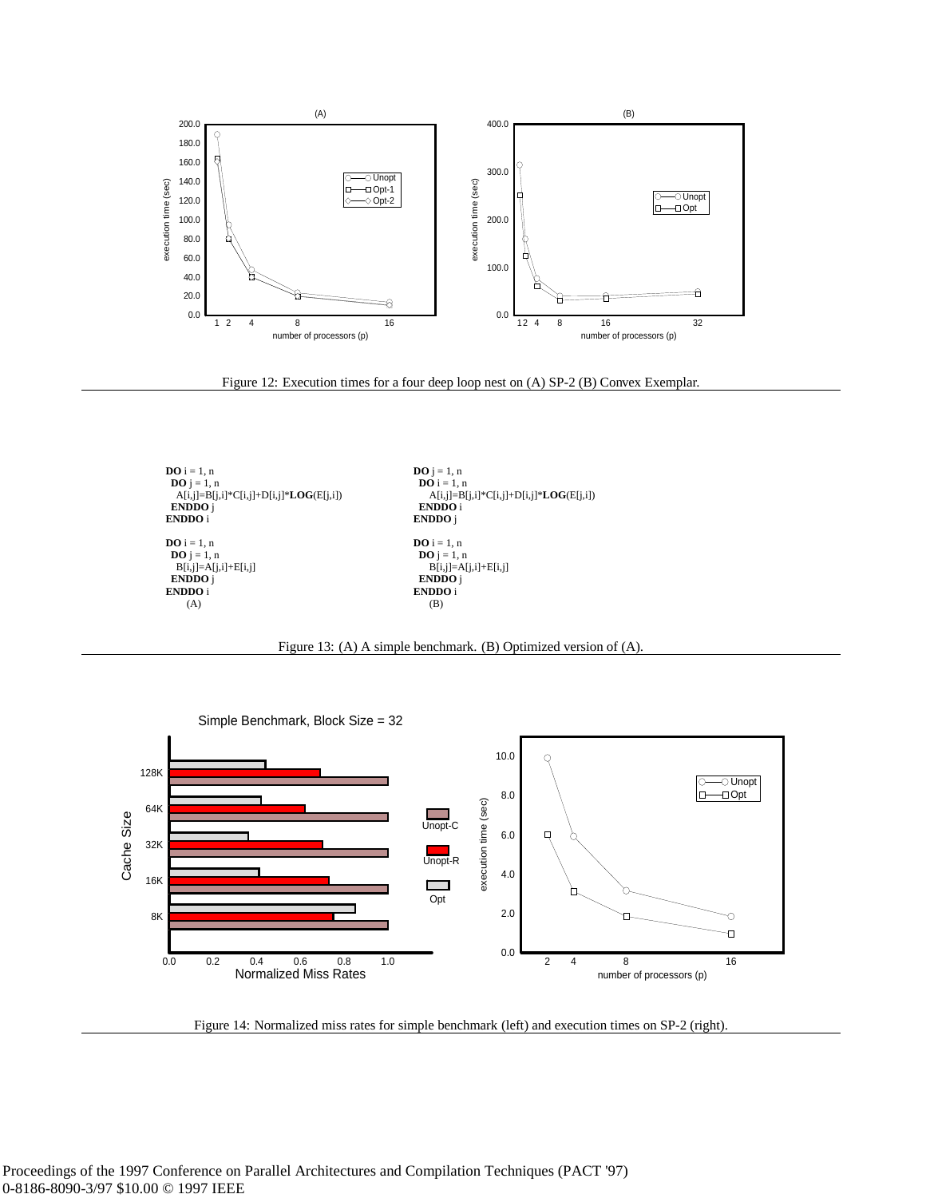(A)

200.0
180.0
160.0
140.0
120.0
100.0
80.0
60.0
40.0
20.0
0.0

execution time (sec)

Unopt
Opt-1
Opt-2

1 2 4 8 16

number of processors (p)

(B)

400.0
300.0
200.0
100.0
0.0

execution time (sec)

Unopt
Opt

1 2 4 8 16 32

number of processors (p)

Figure 12: Execution times for a four deep loop nest on (A) SP-2 (B) Convex Exemplar.

```
DO i = 1, n
  DO j = 1, n
    A[i,j]=B[j,i]*C[i,j]+D[i,j]*LOG(E[j,i])
  ENDDO j
ENDDO i

DO i = 1, n
  DO j = 1, n
    B[i,j]=A[j,i]+E[i,j]
  ENDDO j
ENDDO i
      (A)
```

```
DO j = 1, n
  DO i = 1, n
    A[i,j]=B[j,i]*C[i,j]+D[i,j]*LOG(E[j,i])
  ENDDO i
ENDDO j

DO i = 1, n
  DO j = 1, n
    B[i,j]=A[j,i]+E[i,j]
  ENDDO j
ENDDO i
      (B)
```

Figure 13: (A) A simple benchmark. (B) Optimized version of (A).

Simple Benchmark, Block Size = 32

Cache Size

128K
64K
32K
16K
8K

0.0 0.2 0.4 0.6 0.8 1.0

Normalized Miss Rates

Unopt-C
Unopt-R
Opt

10.0
8.0
6.0
4.0
2.0
0.0

execution time (sec)

Unopt
Opt

2 4 8 16

number of processors (p)

Figure 14: Normalized miss rates for simple benchmark (left) and execution times on SP-2 (right).